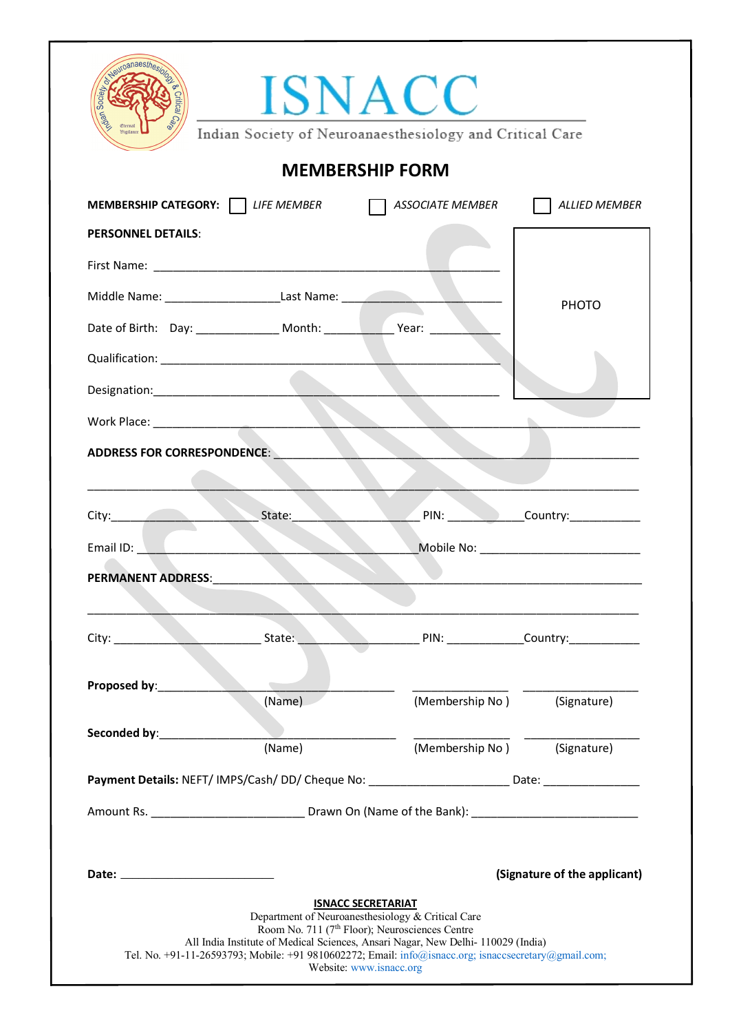# ISNACC

Indian Society of Neuroanaesthesiology and Critical Care

## MEMBERSHIP FORM

**MEMBERSHIP CATEGORY:** ☐ *LIFE MEMBER* ☐ *ASSOCIATE MEMBER* ☐ *ALLIED MEMBER*

**PERSONNEL DETAILS**:

PHOTO

First Name: ______________________________________________________

Middle Name: __________________Last Name: __________________________

Date of Birth: Day: _____________ Month: ___________ Year: ___________

Qualification: _____________________________________________________

Designation:_______________________________________________________

Work Place: ____________________________________________________________________

**ADDRESS FOR CORRESPONDENCE**: _____________________________________________________

_____________________________________________________________________________

City:______________________ State:___________________ PIN: ___________Country:___________

Email ID: ___________________________________________Mobile No: _________________________

**PERMANENT ADDRESS**:_________________________________________________________________

_____________________________________________________________________________

City: ______________________ State: __________________ PIN: ____________Country:___________

**Proposed by**:____________________________________ _______________ __________________

(Name) (Membership No ) (Signature)

**Seconded by**:____________________________________ _______________ __________________

(Name) (Membership No ) (Signature)

**Payment Details:** NEFT/ IMPS/Cash/ DD/ Cheque No: ______________________ Date: _______________

Amount Rs. ________________________ Drawn On (Name of the Bank): __________________________

**Date:** ________________________ **(Signature of the applicant)**

**ISNACC SECRETARIAT**

Department of Neuroanesthesiology & Critical Care
Room No. 711 (7th Floor); Neurosciences Centre
All India Institute of Medical Sciences, Ansari Nagar, New Delhi- 110029 (India)
Tel. No. +91-11-26593793; Mobile: +91 9810602272; Email: info@isnacc.org; isnaccsecretary@gmail.com;
Website: www.isnacc.org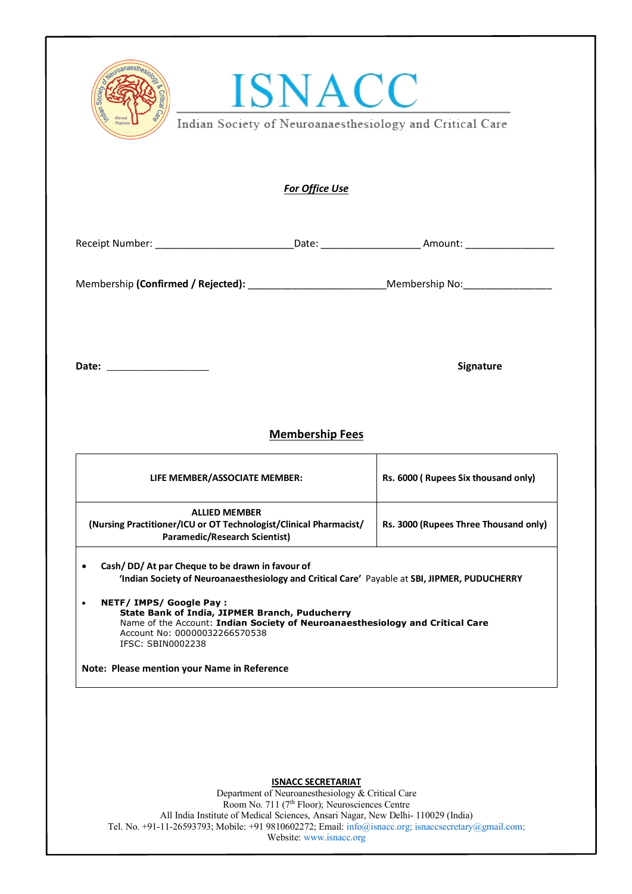# ISNACC

Indian Society of Neuroanaesthesiology and Critical Care

***For Office Use***

Receipt Number: ________________________Date: _________________ Amount: ________________

Membership **(Confirmed / Rejected):** ________________________Membership No:________________

**Date:** ___________________ **Signature**

## Membership Fees

| | |
|---|---|
| **LIFE MEMBER/ASSOCIATE MEMBER:** | **Rs. 6000 ( Rupees Six thousand only)** |
| **ALLIED MEMBER (Nursing Practitioner/ICU or OT Technologist/Clinical Pharmacist/ Paramedic/Research Scientist)** | **Rs. 3000 (Rupees Three Thousand only)** |

- **Cash/ DD/ At par Cheque to be drawn in favour of 'Indian Society of Neuroanaesthesiology and Critical Care'** Payable at **SBI, JIPMER, PUDUCHERRY**
- **NETF/ IMPS/ Google Pay :**
  **State Bank of India, JIPMER Branch, Puducherry**
  Name of the Account: **Indian Society of Neuroanaesthesiology and Critical Care**
  Account No: 00000032266570538
  IFSC: SBIN0002238

**Note: Please mention your Name in Reference**

**ISNACC SECRETARIAT**
Department of Neuroanesthesiology & Critical Care
Room No. 711 (7th Floor); Neurosciences Centre
All India Institute of Medical Sciences, Ansari Nagar, New Delhi- 110029 (India)
Tel. No. +91-11-26593793; Mobile: +91 9810602272; Email: info@isnacc.org; isnaccsecretary@gmail.com;
Website: www.isnacc.org